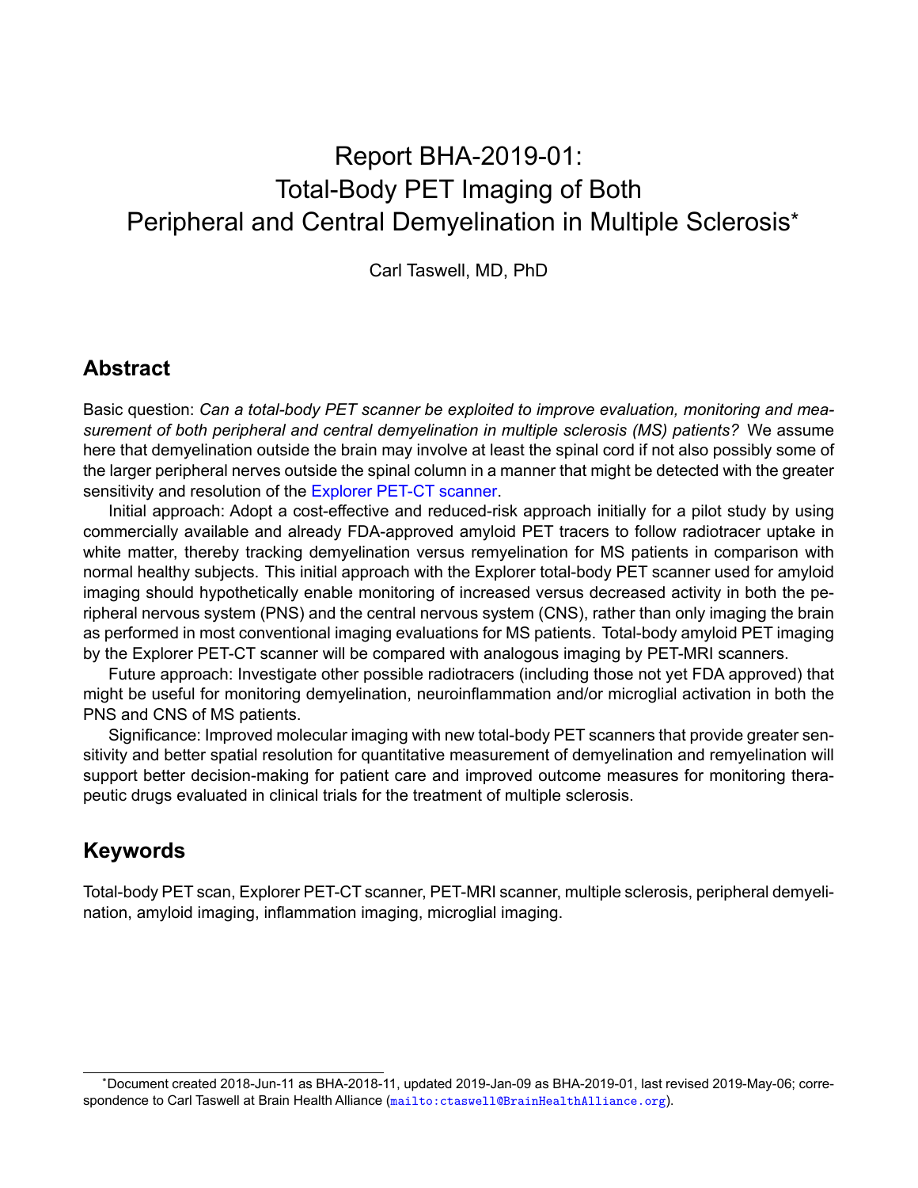# Report BHA-2019-01: Total-Body PET Imaging of Both Peripheral and Central Demyelination in Multiple Sclerosis*

Carl Taswell, MD, PhD

## Abstract

Basic question: *Can a total-body PET scanner be exploited to improve evaluation, monitoring and measurement of both peripheral and central demyelination in multiple sclerosis (MS) patients?* We assume here that demyelination outside the brain may involve at least the spinal cord if not also possibly some of the larger peripheral nerves outside the spinal column in a manner that might be detected with the greater sensitivity and resolution of the Explorer PET-CT scanner.

Initial approach: Adopt a cost-effective and reduced-risk approach initially for a pilot study by using commercially available and already FDA-approved amyloid PET tracers to follow radiotracer uptake in white matter, thereby tracking demyelination versus remyelination for MS patients in comparison with normal healthy subjects. This initial approach with the Explorer total-body PET scanner used for amyloid imaging should hypothetically enable monitoring of increased versus decreased activity in both the peripheral nervous system (PNS) and the central nervous system (CNS), rather than only imaging the brain as performed in most conventional imaging evaluations for MS patients. Total-body amyloid PET imaging by the Explorer PET-CT scanner will be compared with analogous imaging by PET-MRI scanners.

Future approach: Investigate other possible radiotracers (including those not yet FDA approved) that might be useful for monitoring demyelination, neuroinflammation and/or microglial activation in both the PNS and CNS of MS patients.

Significance: Improved molecular imaging with new total-body PET scanners that provide greater sensitivity and better spatial resolution for quantitative measurement of demyelination and remyelination will support better decision-making for patient care and improved outcome measures for monitoring therapeutic drugs evaluated in clinical trials for the treatment of multiple sclerosis.

## Keywords

Total-body PET scan, Explorer PET-CT scanner, PET-MRI scanner, multiple sclerosis, peripheral demyelination, amyloid imaging, inflammation imaging, microglial imaging.

---

*Document created 2018-Jun-11 as BHA-2018-11, updated 2019-Jan-09 as BHA-2019-01, last revised 2019-May-06; correspondence to Carl Taswell at Brain Health Alliance (mailto:ctaswell@BrainHealthAlliance.org).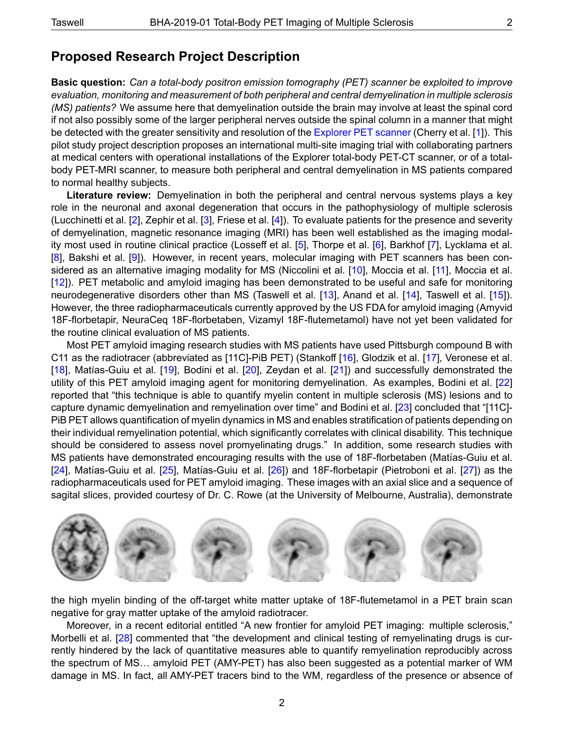## Proposed Research Project Description

**Basic question:** *Can a total-body positron emission tomography (PET) scanner be exploited to improve evaluation, monitoring and measurement of both peripheral and central demyelination in multiple sclerosis (MS) patients?* We assume here that demyelination outside the brain may involve at least the spinal cord if not also possibly some of the larger peripheral nerves outside the spinal column in a manner that might be detected with the greater sensitivity and resolution of the Explorer PET scanner (Cherry et al. [1]). This pilot study project description proposes an international multi-site imaging trial with collaborating partners at medical centers with operational installations of the Explorer total-body PET-CT scanner, or of a total-body PET-MRI scanner, to measure both peripheral and central demyelination in MS patients compared to normal healthy subjects.

**Literature review:** Demyelination in both the peripheral and central nervous systems plays a key role in the neuronal and axonal degeneration that occurs in the pathophysiology of multiple sclerosis (Lucchinetti et al. [2], Zephir et al. [3], Friese et al. [4]). To evaluate patients for the presence and severity of demyelination, magnetic resonance imaging (MRI) has been well established as the imaging modality most used in routine clinical practice (Losseff et al. [5], Thorpe et al. [6], Barkhof [7], Lycklama et al. [8], Bakshi et al. [9]). However, in recent years, molecular imaging with PET scanners has been considered as an alternative imaging modality for MS (Niccolini et al. [10], Moccia et al. [11], Moccia et al. [12]). PET metabolic and amyloid imaging has been demonstrated to be useful and safe for monitoring neurodegenerative disorders other than MS (Taswell et al. [13], Anand et al. [14], Taswell et al. [15]). However, the three radiopharmaceuticals currently approved by the US FDA for amyloid imaging (Amyvid 18F-florbetapir, NeuraCeq 18F-florbetaben, Vizamyl 18F-flutemetamol) have not yet been validated for the routine clinical evaluation of MS patients.

Most PET amyloid imaging research studies with MS patients have used Pittsburgh compound B with C11 as the radiotracer (abbreviated as [11C]-PiB PET) (Stankoff [16], Glodzik et al. [17], Veronese et al. [18], Matías-Guiu et al. [19], Bodini et al. [20], Zeydan et al. [21]) and successfully demonstrated the utility of this PET amyloid imaging agent for monitoring demyelination. As examples, Bodini et al. [22] reported that "this technique is able to quantify myelin content in multiple sclerosis (MS) lesions and to capture dynamic demyelination and remyelination over time" and Bodini et al. [23] concluded that "[11C]-PiB PET allows quantification of myelin dynamics in MS and enables stratification of patients depending on their individual remyelination potential, which significantly correlates with clinical disability. This technique should be considered to assess novel promyelinating drugs." In addition, some research studies with MS patients have demonstrated encouraging results with the use of 18F-florbetaben (Matías-Guiu et al. [24], Matías-Guiu et al. [25], Matías-Guiu et al. [26]) and 18F-florbetapir (Pietroboni et al. [27]) as the radiopharmaceuticals used for PET amyloid imaging. These images with an axial slice and a sequence of sagital slices, provided courtesy of Dr. C. Rowe (at the University of Melbourne, Australia), demonstrate the high myelin binding of the off-target white matter uptake of 18F-flutemetamol in a PET brain scan negative for gray matter uptake of the amyloid radiotracer.

Moreover, in a recent editorial entitled "A new frontier for amyloid PET imaging: multiple sclerosis," Morbelli et al. [28] commented that "the development and clinical testing of remyelinating drugs is currently hindered by the lack of quantitative measures able to quantify remyelination reproducibly across the spectrum of MS… amyloid PET (AMY-PET) has also been suggested as a potential marker of WM damage in MS. In fact, all AMY-PET tracers bind to the WM, regardless of the presence or absence of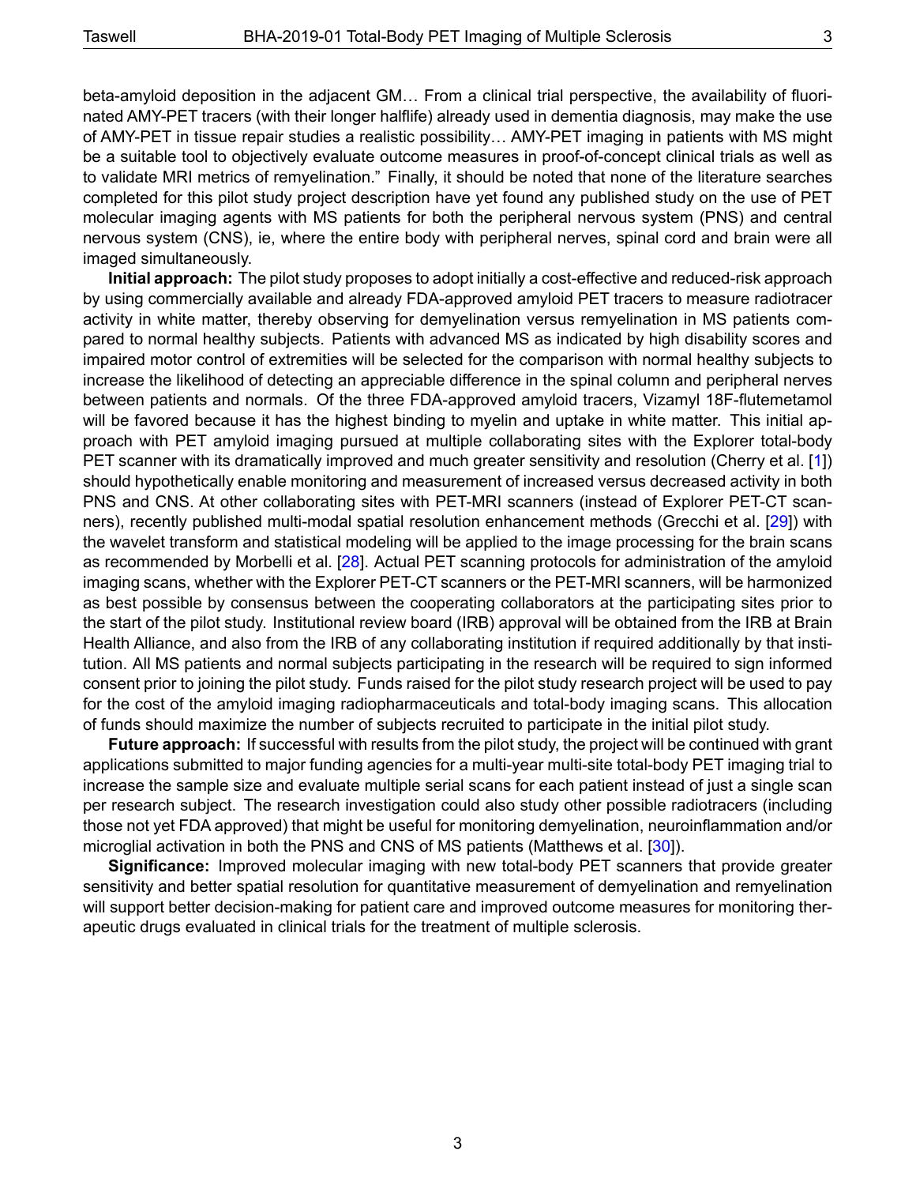beta-amyloid deposition in the adjacent GM… From a clinical trial perspective, the availability of fluorinated AMY-PET tracers (with their longer halflife) already used in dementia diagnosis, may make the use of AMY-PET in tissue repair studies a realistic possibility… AMY-PET imaging in patients with MS might be a suitable tool to objectively evaluate outcome measures in proof-of-concept clinical trials as well as to validate MRI metrics of remyelination." Finally, it should be noted that none of the literature searches completed for this pilot study project description have yet found any published study on the use of PET molecular imaging agents with MS patients for both the peripheral nervous system (PNS) and central nervous system (CNS), ie, where the entire body with peripheral nerves, spinal cord and brain were all imaged simultaneously.

**Initial approach:** The pilot study proposes to adopt initially a cost-effective and reduced-risk approach by using commercially available and already FDA-approved amyloid PET tracers to measure radiotracer activity in white matter, thereby observing for demyelination versus remyelination in MS patients compared to normal healthy subjects. Patients with advanced MS as indicated by high disability scores and impaired motor control of extremities will be selected for the comparison with normal healthy subjects to increase the likelihood of detecting an appreciable difference in the spinal column and peripheral nerves between patients and normals. Of the three FDA-approved amyloid tracers, Vizamyl 18F-flutemetamol will be favored because it has the highest binding to myelin and uptake in white matter. This initial approach with PET amyloid imaging pursued at multiple collaborating sites with the Explorer total-body PET scanner with its dramatically improved and much greater sensitivity and resolution (Cherry et al. [1]) should hypothetically enable monitoring and measurement of increased versus decreased activity in both PNS and CNS. At other collaborating sites with PET-MRI scanners (instead of Explorer PET-CT scanners), recently published multi-modal spatial resolution enhancement methods (Grecchi et al. [29]) with the wavelet transform and statistical modeling will be applied to the image processing for the brain scans as recommended by Morbelli et al. [28]. Actual PET scanning protocols for administration of the amyloid imaging scans, whether with the Explorer PET-CT scanners or the PET-MRI scanners, will be harmonized as best possible by consensus between the cooperating collaborators at the participating sites prior to the start of the pilot study. Institutional review board (IRB) approval will be obtained from the IRB at Brain Health Alliance, and also from the IRB of any collaborating institution if required additionally by that institution. All MS patients and normal subjects participating in the research will be required to sign informed consent prior to joining the pilot study. Funds raised for the pilot study research project will be used to pay for the cost of the amyloid imaging radiopharmaceuticals and total-body imaging scans. This allocation of funds should maximize the number of subjects recruited to participate in the initial pilot study.

**Future approach:** If successful with results from the pilot study, the project will be continued with grant applications submitted to major funding agencies for a multi-year multi-site total-body PET imaging trial to increase the sample size and evaluate multiple serial scans for each patient instead of just a single scan per research subject. The research investigation could also study other possible radiotracers (including those not yet FDA approved) that might be useful for monitoring demyelination, neuroinflammation and/or microglial activation in both the PNS and CNS of MS patients (Matthews et al. [30]).

**Significance:** Improved molecular imaging with new total-body PET scanners that provide greater sensitivity and better spatial resolution for quantitative measurement of demyelination and remyelination will support better decision-making for patient care and improved outcome measures for monitoring therapeutic drugs evaluated in clinical trials for the treatment of multiple sclerosis.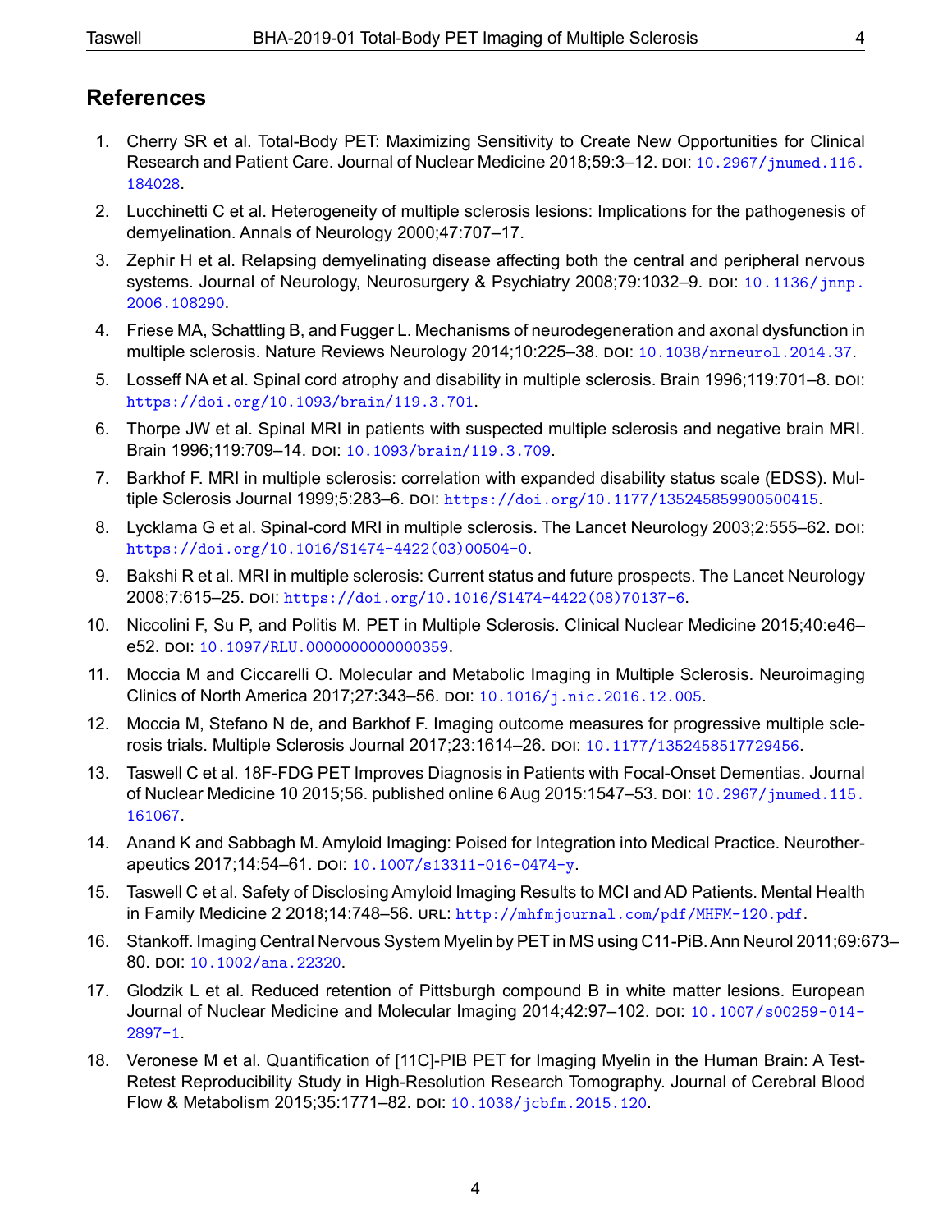## References

1. Cherry SR et al. Total-Body PET: Maximizing Sensitivity to Create New Opportunities for Clinical Research and Patient Care. Journal of Nuclear Medicine 2018;59:3–12. DOI: 10.2967/jnumed.116.184028.
2. Lucchinetti C et al. Heterogeneity of multiple sclerosis lesions: Implications for the pathogenesis of demyelination. Annals of Neurology 2000;47:707–17.
3. Zephir H et al. Relapsing demyelinating disease affecting both the central and peripheral nervous systems. Journal of Neurology, Neurosurgery & Psychiatry 2008;79:1032–9. DOI: 10.1136/jnnp.2006.108290.
4. Friese MA, Schattling B, and Fugger L. Mechanisms of neurodegeneration and axonal dysfunction in multiple sclerosis. Nature Reviews Neurology 2014;10:225–38. DOI: 10.1038/nrneurol.2014.37.
5. Losseff NA et al. Spinal cord atrophy and disability in multiple sclerosis. Brain 1996;119:701–8. DOI: https://doi.org/10.1093/brain/119.3.701.
6. Thorpe JW et al. Spinal MRI in patients with suspected multiple sclerosis and negative brain MRI. Brain 1996;119:709–14. DOI: 10.1093/brain/119.3.709.
7. Barkhof F. MRI in multiple sclerosis: correlation with expanded disability status scale (EDSS). Multiple Sclerosis Journal 1999;5:283–6. DOI: https://doi.org/10.1177/135245859900500415.
8. Lycklama G et al. Spinal-cord MRI in multiple sclerosis. The Lancet Neurology 2003;2:555–62. DOI: https://doi.org/10.1016/S1474-4422(03)00504-0.
9. Bakshi R et al. MRI in multiple sclerosis: Current status and future prospects. The Lancet Neurology 2008;7:615–25. DOI: https://doi.org/10.1016/S1474-4422(08)70137-6.
10. Niccolini F, Su P, and Politis M. PET in Multiple Sclerosis. Clinical Nuclear Medicine 2015;40:e46–e52. DOI: 10.1097/RLU.0000000000000359.
11. Moccia M and Ciccarelli O. Molecular and Metabolic Imaging in Multiple Sclerosis. Neuroimaging Clinics of North America 2017;27:343–56. DOI: 10.1016/j.nic.2016.12.005.
12. Moccia M, Stefano N de, and Barkhof F. Imaging outcome measures for progressive multiple sclerosis trials. Multiple Sclerosis Journal 2017;23:1614–26. DOI: 10.1177/1352458517729456.
13. Taswell C et al. 18F-FDG PET Improves Diagnosis in Patients with Focal-Onset Dementias. Journal of Nuclear Medicine 10 2015;56. published online 6 Aug 2015:1547–53. DOI: 10.2967/jnumed.115.161067.
14. Anand K and Sabbagh M. Amyloid Imaging: Poised for Integration into Medical Practice. Neurotherapeutics 2017;14:54–61. DOI: 10.1007/s13311-016-0474-y.
15. Taswell C et al. Safety of Disclosing Amyloid Imaging Results to MCI and AD Patients. Mental Health in Family Medicine 2 2018;14:748–56. URL: http://mhfmjournal.com/pdf/MHFM-120.pdf.
16. Stankoff. Imaging Central Nervous System Myelin by PET in MS using C11-PiB. Ann Neurol 2011;69:673–80. DOI: 10.1002/ana.22320.
17. Glodzik L et al. Reduced retention of Pittsburgh compound B in white matter lesions. European Journal of Nuclear Medicine and Molecular Imaging 2014;42:97–102. DOI: 10.1007/s00259-014-2897-1.
18. Veronese M et al. Quantification of [11C]-PIB PET for Imaging Myelin in the Human Brain: A Test-Retest Reproducibility Study in High-Resolution Research Tomography. Journal of Cerebral Blood Flow & Metabolism 2015;35:1771–82. DOI: 10.1038/jcbfm.2015.120.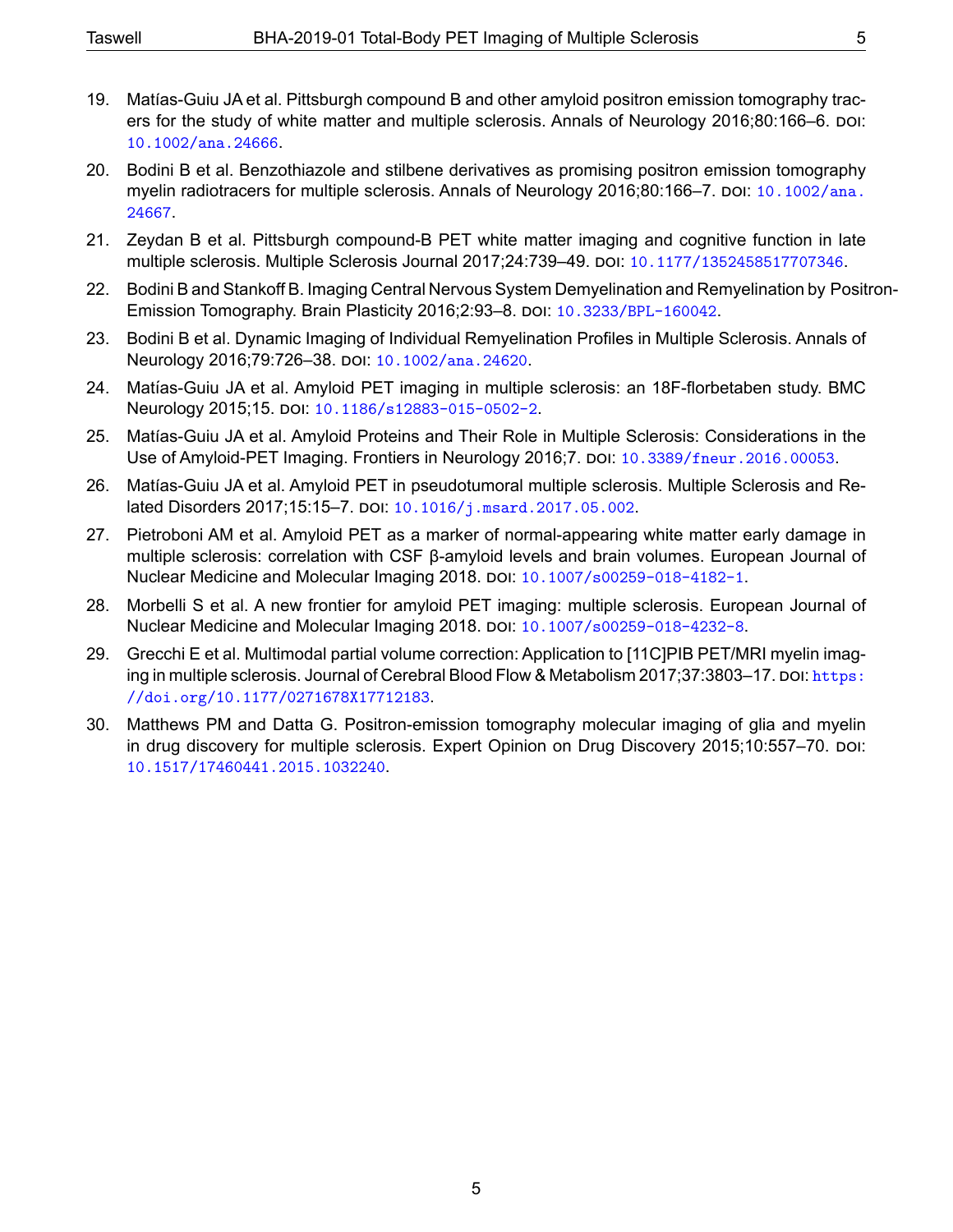19. Matías-Guiu JA et al. Pittsburgh compound B and other amyloid positron emission tomography tracers for the study of white matter and multiple sclerosis. Annals of Neurology 2016;80:166–6. DOI: 10.1002/ana.24666.
20. Bodini B et al. Benzothiazole and stilbene derivatives as promising positron emission tomography myelin radiotracers for multiple sclerosis. Annals of Neurology 2016;80:166–7. DOI: 10.1002/ana.24667.
21. Zeydan B et al. Pittsburgh compound-B PET white matter imaging and cognitive function in late multiple sclerosis. Multiple Sclerosis Journal 2017;24:739–49. DOI: 10.1177/1352458517707346.
22. Bodini B and Stankoff B. Imaging Central Nervous System Demyelination and Remyelination by Positron-Emission Tomography. Brain Plasticity 2016;2:93–8. DOI: 10.3233/BPL-160042.
23. Bodini B et al. Dynamic Imaging of Individual Remyelination Profiles in Multiple Sclerosis. Annals of Neurology 2016;79:726–38. DOI: 10.1002/ana.24620.
24. Matías-Guiu JA et al. Amyloid PET imaging in multiple sclerosis: an 18F-florbetaben study. BMC Neurology 2015;15. DOI: 10.1186/s12883-015-0502-2.
25. Matías-Guiu JA et al. Amyloid Proteins and Their Role in Multiple Sclerosis: Considerations in the Use of Amyloid-PET Imaging. Frontiers in Neurology 2016;7. DOI: 10.3389/fneur.2016.00053.
26. Matías-Guiu JA et al. Amyloid PET in pseudotumoral multiple sclerosis. Multiple Sclerosis and Related Disorders 2017;15:15–7. DOI: 10.1016/j.msard.2017.05.002.
27. Pietroboni AM et al. Amyloid PET as a marker of normal-appearing white matter early damage in multiple sclerosis: correlation with CSF β-amyloid levels and brain volumes. European Journal of Nuclear Medicine and Molecular Imaging 2018. DOI: 10.1007/s00259-018-4182-1.
28. Morbelli S et al. A new frontier for amyloid PET imaging: multiple sclerosis. European Journal of Nuclear Medicine and Molecular Imaging 2018. DOI: 10.1007/s00259-018-4232-8.
29. Grecchi E et al. Multimodal partial volume correction: Application to [11C]PIB PET/MRI myelin imaging in multiple sclerosis. Journal of Cerebral Blood Flow & Metabolism 2017;37:3803–17. DOI: https://doi.org/10.1177/0271678X17712183.
30. Matthews PM and Datta G. Positron-emission tomography molecular imaging of glia and myelin in drug discovery for multiple sclerosis. Expert Opinion on Drug Discovery 2015;10:557–70. DOI: 10.1517/17460441.2015.1032240.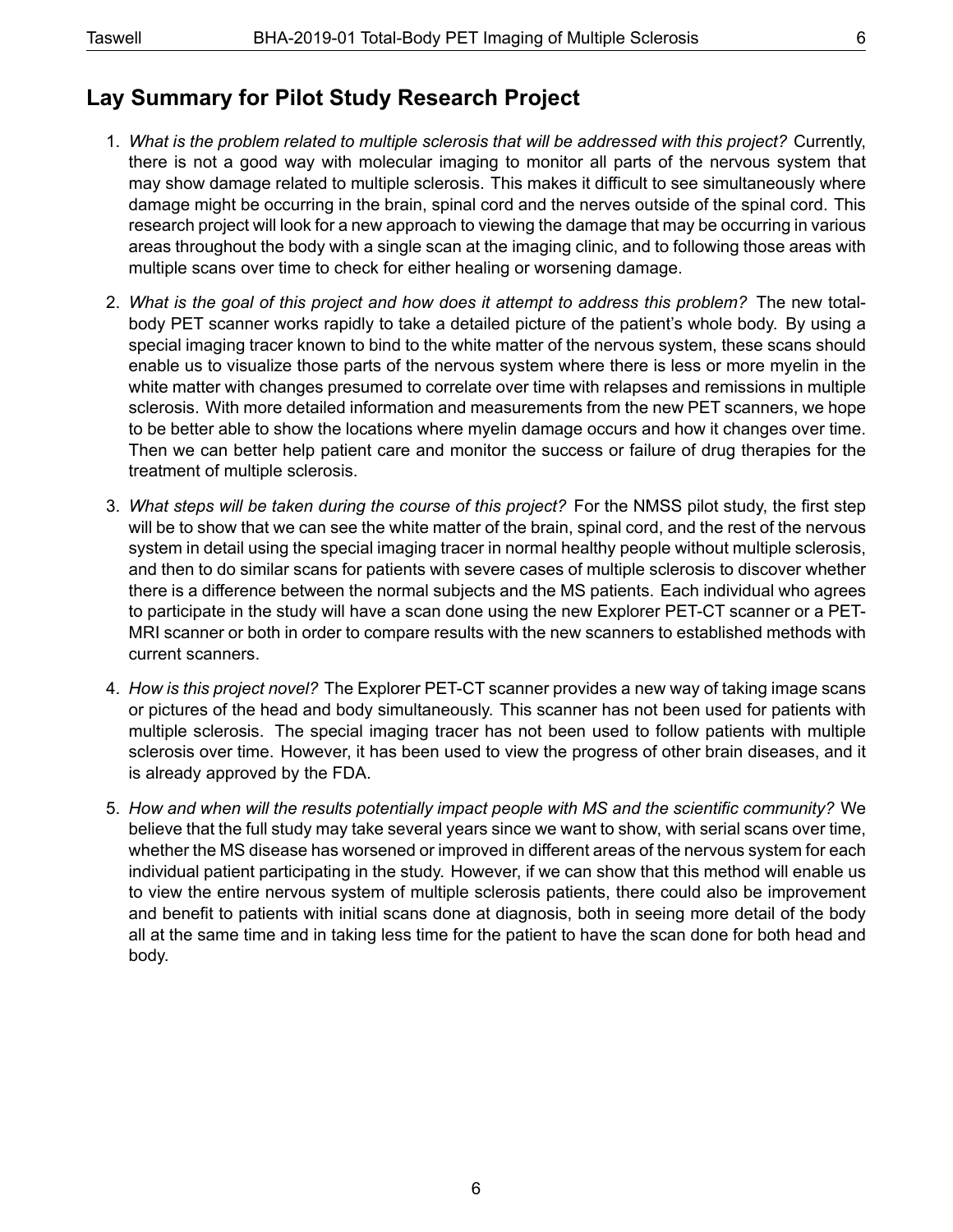## Lay Summary for Pilot Study Research Project

1. *What is the problem related to multiple sclerosis that will be addressed with this project?* Currently, there is not a good way with molecular imaging to monitor all parts of the nervous system that may show damage related to multiple sclerosis. This makes it difficult to see simultaneously where damage might be occurring in the brain, spinal cord and the nerves outside of the spinal cord. This research project will look for a new approach to viewing the damage that may be occurring in various areas throughout the body with a single scan at the imaging clinic, and to following those areas with multiple scans over time to check for either healing or worsening damage.

2. *What is the goal of this project and how does it attempt to address this problem?* The new total-body PET scanner works rapidly to take a detailed picture of the patient's whole body. By using a special imaging tracer known to bind to the white matter of the nervous system, these scans should enable us to visualize those parts of the nervous system where there is less or more myelin in the white matter with changes presumed to correlate over time with relapses and remissions in multiple sclerosis. With more detailed information and measurements from the new PET scanners, we hope to be better able to show the locations where myelin damage occurs and how it changes over time. Then we can better help patient care and monitor the success or failure of drug therapies for the treatment of multiple sclerosis.

3. *What steps will be taken during the course of this project?* For the NMSS pilot study, the first step will be to show that we can see the white matter of the brain, spinal cord, and the rest of the nervous system in detail using the special imaging tracer in normal healthy people without multiple sclerosis, and then to do similar scans for patients with severe cases of multiple sclerosis to discover whether there is a difference between the normal subjects and the MS patients. Each individual who agrees to participate in the study will have a scan done using the new Explorer PET-CT scanner or a PET-MRI scanner or both in order to compare results with the new scanners to established methods with current scanners.

4. *How is this project novel?* The Explorer PET-CT scanner provides a new way of taking image scans or pictures of the head and body simultaneously. This scanner has not been used for patients with multiple sclerosis. The special imaging tracer has not been used to follow patients with multiple sclerosis over time. However, it has been used to view the progress of other brain diseases, and it is already approved by the FDA.

5. *How and when will the results potentially impact people with MS and the scientific community?* We believe that the full study may take several years since we want to show, with serial scans over time, whether the MS disease has worsened or improved in different areas of the nervous system for each individual patient participating in the study. However, if we can show that this method will enable us to view the entire nervous system of multiple sclerosis patients, there could also be improvement and benefit to patients with initial scans done at diagnosis, both in seeing more detail of the body all at the same time and in taking less time for the patient to have the scan done for both head and body.